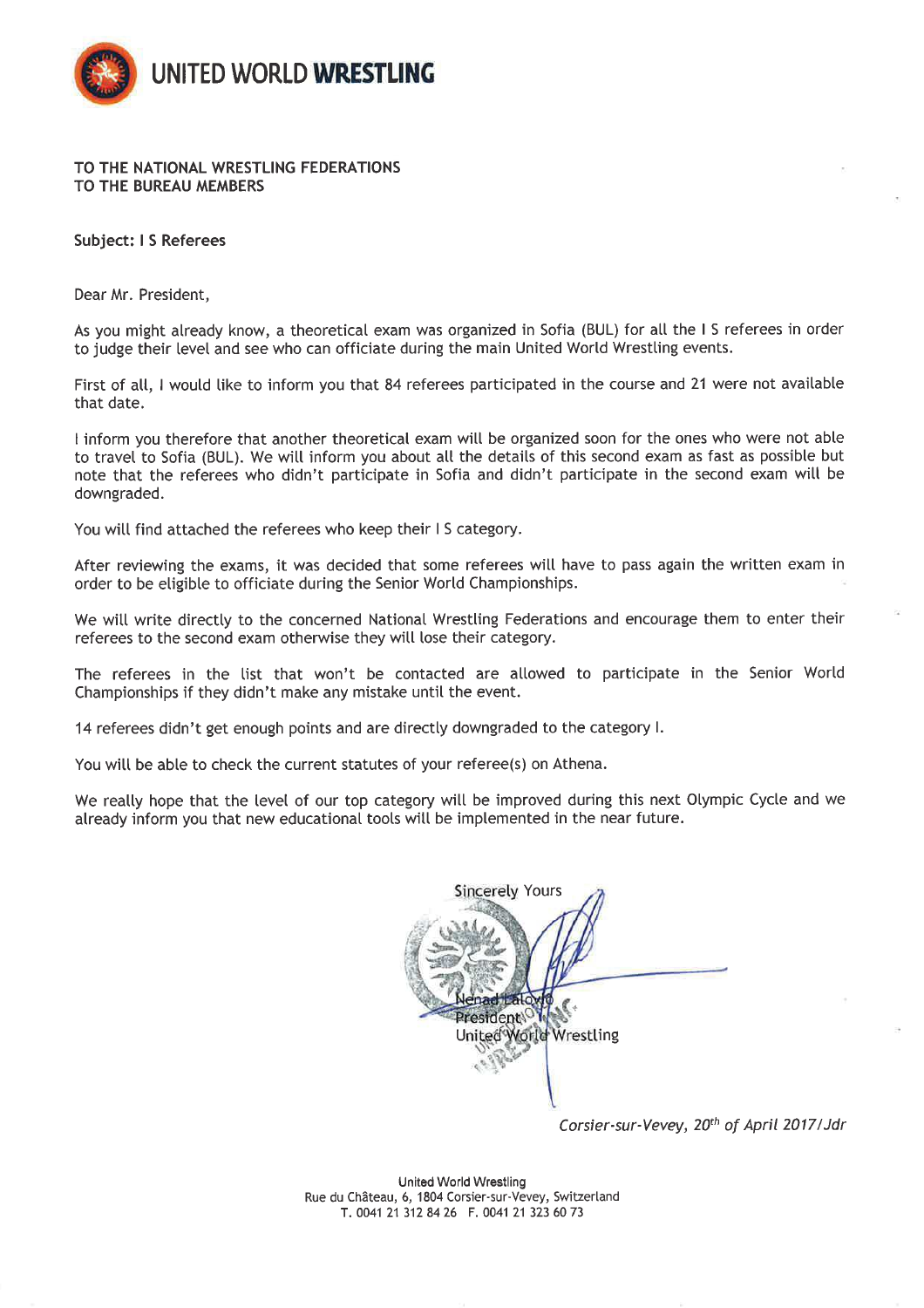# UNITED WORLD WRESTLING

**TO THE NATIONAL WRESTLING FEDERATIONS**
**TO THE BUREAU MEMBERS**

**Subject: I S Referees**

Dear Mr. President,

As you might already know, a theoretical exam was organized in Sofia (BUL) for all the I S referees in order to judge their level and see who can officiate during the main United World Wrestling events.

First of all, I would like to inform you that 84 referees participated in the course and 21 were not available that date.

I inform you therefore that another theoretical exam will be organized soon for the ones who were not able to travel to Sofia (BUL). We will inform you about all the details of this second exam as fast as possible but note that the referees who didn't participate in Sofia and didn't participate in the second exam will be downgraded.

You will find attached the referees who keep their I S category.

After reviewing the exams, it was decided that some referees will have to pass again the written exam in order to be eligible to officiate during the Senior World Championships.

We will write directly to the concerned National Wrestling Federations and encourage them to enter their referees to the second exam otherwise they will lose their category.

The referees in the list that won't be contacted are allowed to participate in the Senior World Championships if they didn't make any mistake until the event.

14 referees didn't get enough points and are directly downgraded to the category I.

You will be able to check the current statutes of your referee(s) on Athena.

We really hope that the level of our top category will be improved during this next Olympic Cycle and we already inform you that new educational tools will be implemented in the near future.

Sincerely Yours

Nenad Lalovic
President
United World Wrestling

*Corsier-sur-Vevey, 20th of April 2017/Jdr*

United World Wrestling
Rue du Château, 6, 1804 Corsier-sur-Vevey, Switzerland
T. 0041 21 312 84 26 F. 0041 21 323 60 73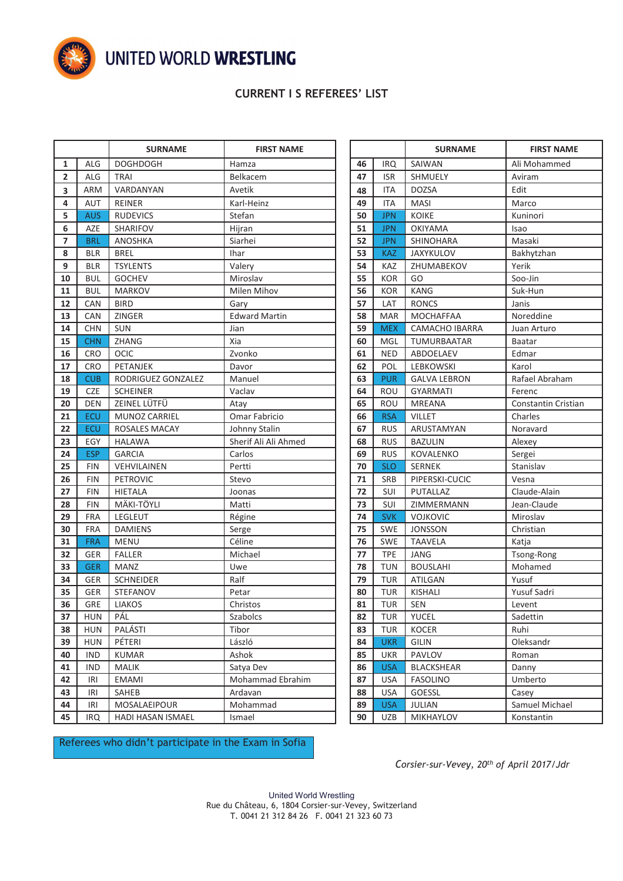UNITED WORLD **WRESTLING**

## CURRENT I S REFEREES' LIST

| | | SURNAME | FIRST NAME |
|---|---|---|---|
| 1 | ALG | DOGHDOGH | Hamza |
| 2 | ALG | TRAI | Belkacem |
| 3 | ARM | VARDANYAN | Avetik |
| 4 | AUT | REINER | Karl-Heinz |
| 5 | AUS | RUDEVICS | Stefan |
| 6 | AZE | SHARIFOV | Hijran |
| 7 | BRL | ANOSHKA | Siarhei |
| 8 | BLR | BREL | Ihar |
| 9 | BLR | TSYLENTS | Valery |
| 10 | BUL | GOCHEV | Miroslav |
| 11 | BUL | MARKOV | Milen Mihov |
| 12 | CAN | BIRD | Gary |
| 13 | CAN | ZINGER | Edward Martin |
| 14 | CHN | SUN | Jian |
| 15 | CHN | ZHANG | Xia |
| 16 | CRO | OCIC | Zvonko |
| 17 | CRO | PETANJEK | Davor |
| 18 | CUB | RODRIGUEZ GONZALEZ | Manuel |
| 19 | CZE | SCHEINER | Vaclav |
| 20 | DEN | ZEINEL LÜTFÜ | Atay |
| 21 | ECU | MUNOZ CARRIEL | Omar Fabricio |
| 22 | ECU | ROSALES MACAY | Johnny Stalin |
| 23 | EGY | HALAWA | Sherif Ali Ali Ahmed |
| 24 | ESP | GARCIA | Carlos |
| 25 | FIN | VEHVILAINEN | Pertti |
| 26 | FIN | PETROVIC | Stevo |
| 27 | FIN | HIETALA | Joonas |
| 28 | FIN | MÄKI-TÖYLI | Matti |
| 29 | FRA | LEGLEUT | Régine |
| 30 | FRA | DAMIENS | Serge |
| 31 | FRA | MENU | Céline |
| 32 | GER | FALLER | Michael |
| 33 | GER | MANZ | Uwe |
| 34 | GER | SCHNEIDER | Ralf |
| 35 | GER | STEFANOV | Petar |
| 36 | GRE | LIAKOS | Christos |
| 37 | HUN | PÁL | Szabolcs |
| 38 | HUN | PALÁSTI | Tibor |
| 39 | HUN | PÉTERI | László |
| 40 | IND | KUMAR | Ashok |
| 41 | IND | MALIK | Satya Dev |
| 42 | IRI | EMAMI | Mohammad Ebrahim |
| 43 | IRI | SAHEB | Ardavan |
| 44 | IRI | MOSALAEIPOUR | Mohammad |
| 45 | IRQ | HADI HASAN ISMAEL | Ismael |
| 46 | IRQ | SAIWAN | Ali Mohammed |
| 47 | ISR | SHMUELY | Aviram |
| 48 | ITA | DOZSA | Edit |
| 49 | ITA | MASI | Marco |
| 50 | JPN | KOIKE | Kuninori |
| 51 | JPN | OKIYAMA | Isao |
| 52 | JPN | SHINOHARA | Masaki |
| 53 | KAZ | JAXYKULOV | Bakhytzhan |
| 54 | KAZ | ZHUMABEKOV | Yerik |
| 55 | KOR | GO | Soo-Jin |
| 56 | KOR | KANG | Suk-Hun |
| 57 | LAT | RONCS | Janis |
| 58 | MAR | MOCHAFFAA | Noreddine |
| 59 | MEX | CAMACHO IBARRA | Juan Arturo |
| 60 | MGL | TUMURBAATAR | Baatar |
| 61 | NED | ABDOELAEV | Edmar |
| 62 | POL | LEBKOWSKI | Karol |
| 63 | PUR | GALVA LEBRON | Rafael Abraham |
| 64 | ROU | GYARMATI | Ferenc |
| 65 | ROU | MREANA | Constantin Cristian |
| 66 | RSA | VILLET | Charles |
| 67 | RUS | ARUSTAMYAN | Noravard |
| 68 | RUS | BAZULIN | Alexey |
| 69 | RUS | KOVALENKO | Sergei |
| 70 | SLO | SERNEK | Stanislav |
| 71 | SRB | PIPERSKI-CUCIC | Vesna |
| 72 | SUI | PUTALLAZ | Claude-Alain |
| 73 | SUI | ZIMMERMANN | Jean-Claude |
| 74 | SVK | VOJKOVIC | Miroslav |
| 75 | SWE | JONSSON | Christian |
| 76 | SWE | TAAVELA | Katja |
| 77 | TPE | JANG | Tsong-Rong |
| 78 | TUN | BOUSLAHI | Mohamed |
| 79 | TUR | ATILGAN | Yusuf |
| 80 | TUR | KISHALI | Yusuf Sadri |
| 81 | TUR | SEN | Levent |
| 82 | TUR | YUCEL | Sadettin |
| 83 | TUR | KOCER | Ruhi |
| 84 | UKR | GILIN | Oleksandr |
| 85 | UKR | PAVLOV | Roman |
| 86 | USA | BLACKSHEAR | Danny |
| 87 | USA | FASOLINO | Umberto |
| 88 | USA | GOESSL | Casey |
| 89 | USA | JULIAN | Samuel Michael |
| 90 | UZB | MIKHAYLOV | Konstantin |

Referees who didn't participate in the Exam in Sofia (highlighted: AUS, BRL, CHN (15), CUB, ECU, ESP, FRA (31), GER (33), JPN, KAZ (53), MEX, PUR, RSA, SLO, SVK, UKR (84), USA (86, 89))

*Corsier-sur-Vevey, 20th of April 2017/Jdr*

United World Wrestling
Rue du Château, 6, 1804 Corsier-sur-Vevey, Switzerland
T. 0041 21 312 84 26 F. 0041 21 323 60 73